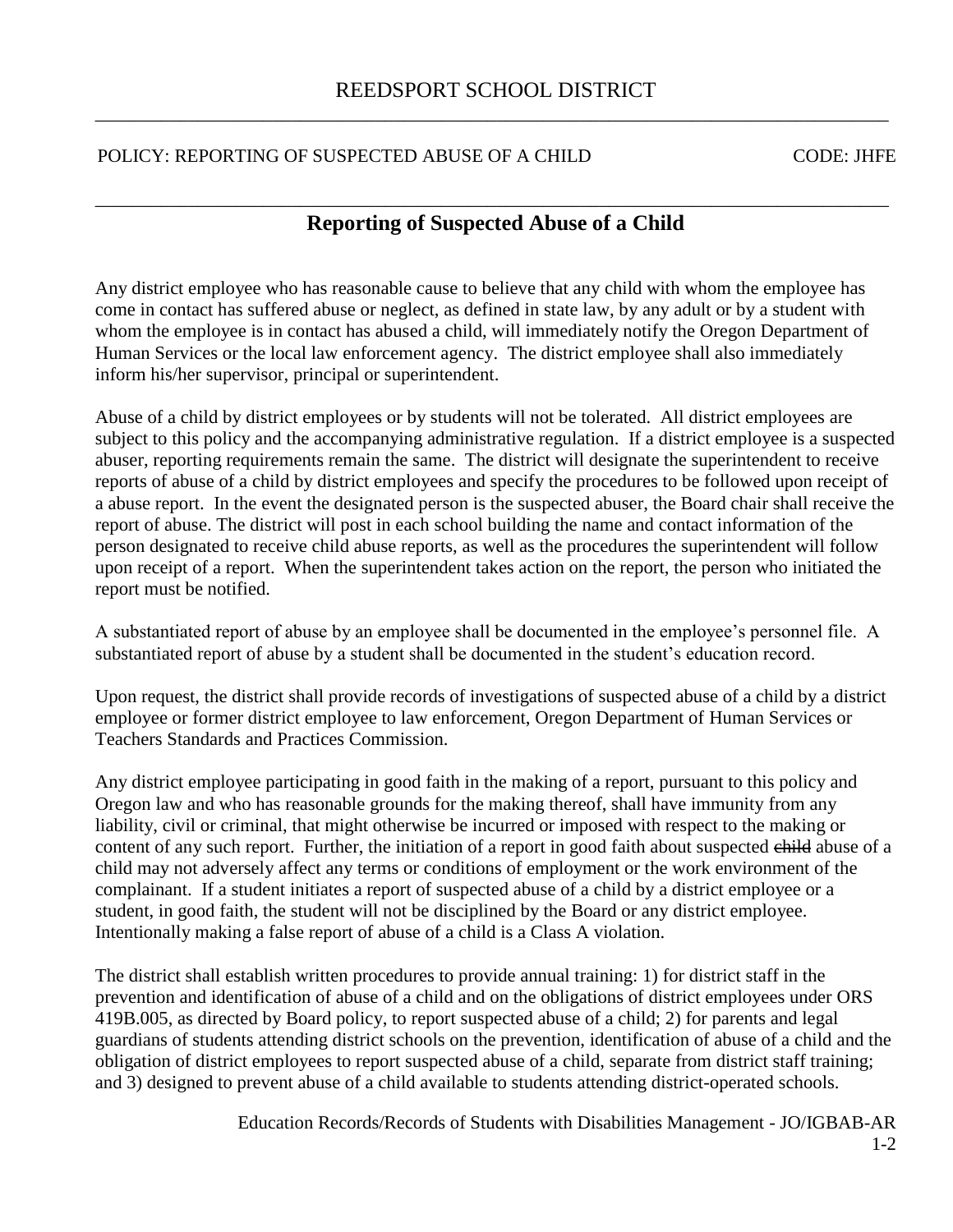REEDSPORT SCHOOL DISTRICT

POLICY: REPORTING OF SUSPECTED ABUSE OF A CHILD CODE: JHFE

# Reporting of Suspected Abuse of a Child

Any district employee who has reasonable cause to believe that any child with whom the employee has come in contact has suffered abuse or neglect, as defined in state law, by any adult or by a student with whom the employee is in contact has abused a child, will immediately notify the Oregon Department of Human Services or the local law enforcement agency. The district employee shall also immediately inform his/her supervisor, principal or superintendent.

Abuse of a child by district employees or by students will not be tolerated. All district employees are subject to this policy and the accompanying administrative regulation. If a district employee is a suspected abuser, reporting requirements remain the same. The district will designate the superintendent to receive reports of abuse of a child by district employees and specify the procedures to be followed upon receipt of a abuse report. In the event the designated person is the suspected abuser, the Board chair shall receive the report of abuse. The district will post in each school building the name and contact information of the person designated to receive child abuse reports, as well as the procedures the superintendent will follow upon receipt of a report. When the superintendent takes action on the report, the person who initiated the report must be notified.

A substantiated report of abuse by an employee shall be documented in the employee's personnel file. A substantiated report of abuse by a student shall be documented in the student's education record.

Upon request, the district shall provide records of investigations of suspected abuse of a child by a district employee or former district employee to law enforcement, Oregon Department of Human Services or Teachers Standards and Practices Commission.

Any district employee participating in good faith in the making of a report, pursuant to this policy and Oregon law and who has reasonable grounds for the making thereof, shall have immunity from any liability, civil or criminal, that might otherwise be incurred or imposed with respect to the making or content of any such report. Further, the initiation of a report in good faith about suspected ~~child~~ abuse of a child may not adversely affect any terms or conditions of employment or the work environment of the complainant. If a student initiates a report of suspected abuse of a child by a district employee or a student, in good faith, the student will not be disciplined by the Board or any district employee. Intentionally making a false report of abuse of a child is a Class A violation.

The district shall establish written procedures to provide annual training: 1) for district staff in the prevention and identification of abuse of a child and on the obligations of district employees under ORS 419B.005, as directed by Board policy, to report suspected abuse of a child; 2) for parents and legal guardians of students attending district schools on the prevention, identification of abuse of a child and the obligation of district employees to report suspected abuse of a child, separate from district staff training; and 3) designed to prevent abuse of a child available to students attending district-operated schools.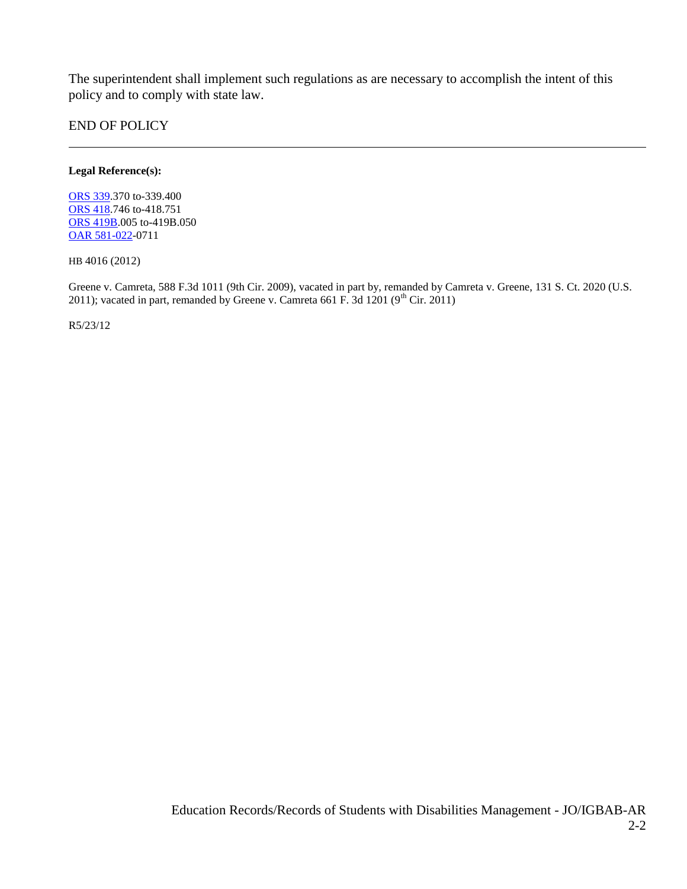The superintendent shall implement such regulations as are necessary to accomplish the intent of this policy and to comply with state law.

END OF POLICY

---

**Legal Reference(s):**

ORS 339.370 to-339.400
ORS 418.746 to-418.751
ORS 419B.005 to-419B.050
OAR 581-022-0711

HB 4016 (2012)

Greene v. Camreta, 588 F.3d 1011 (9th Cir. 2009), vacated in part by, remanded by Camreta v. Greene, 131 S. Ct. 2020 (U.S. 2011); vacated in part, remanded by Greene v. Camreta 661 F. 3d 1201 (9th Cir. 2011)

R5/23/12